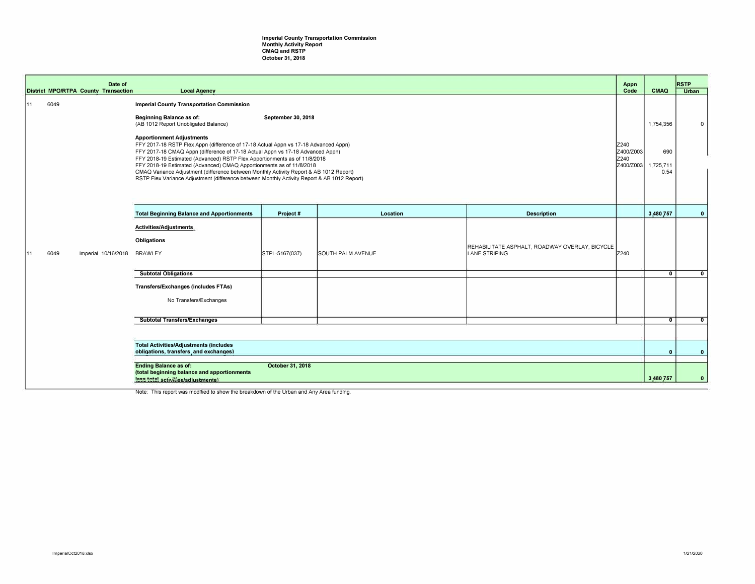**Imperial County Transportation Commission**
**Monthly Activity Report**
**CMAQ and RSTP**
**October 31, 2018**

| District | MPO/RTPA | County | Date of Transaction | Local Agency | Project # | Location | Description | Appn Code | CMAQ | RSTP Urban |
|---|---|---|---|---|---|---|---|---|---|---|
| 11 | 6049 | | | **Imperial County Transportation Commission** | | | | | | |
| | | | | **Beginning Balance as of:** **September 30, 2018** (AB 1012 Report Unobligated Balance) | | | | | 1,754,356 | 0 |
| | | | | **Apportionment Adjustments** | | | | | | |
| | | | | FFY 2017-18 RSTP Flex Appn (difference of 17-18 Actual Appn vs 17-18 Advanced Appn) | | | | Z240 | | |
| | | | | FFY 2017-18 CMAQ Appn (difference of 17-18 Actual Appn vs 17-18 Advanced Appn) | | | | Z400/Z003 | 690 | |
| | | | | FFY 2018-19 Estimated (Advanced) RSTP Flex Apportionments as of 11/8/2018 | | | | Z240 | | |
| | | | | FFY 2018-19 Estimated (Advanced) CMAQ Apportionments as of 11/8/2018 | | | | Z400/Z003 | 1,725,711 | |
| | | | | CMAQ Variance Adjustment (difference between Monthly Activity Report & AB 1012 Report) | | | | | 0.54 | |
| | | | | RSTP Flex Variance Adjustment (difference between Monthly Activity Report & AB 1012 Report) | | | | | | |
| | | | | **Total Beginning Balance and Apportionments** | **Project #** | **Location** | **Description** | | **3,480,757** | **0** |
| | | | | **Activities/Adjustments** | | | | | | |
| | | | | **Obligations** | | | | | | |
| 11 | 6049 | Imperial | 10/16/2018 | BRAWLEY | STPL-5167(037) | SOUTH PALM AVENUE | REHABILITATE ASPHALT, ROADWAY OVERLAY, BICYCLE LANE STRIPING | Z240 | | |
| | | | | **Subtotal Obligations** | | | | | **0** | **0** |
| | | | | **Transfers/Exchanges (includes FTAs)** | | | | | | |
| | | | | No Transfers/Exchanges | | | | | | |
| | | | | **Subtotal Transfers/Exchanges** | | | | | **0** | **0** |
| | | | | **Total Activities/Adjustments (includes obligations, transfers, and exchanges)** | | | | | **0** | **0** |
| | | | | **Ending Balance as of:** **October 31, 2018** (total beginning balance and apportionments less total activities/adjustments) | | | | | **3,480,757** | **0** |

Note: This report was modified to show the breakdown of the Urban and Any Area funding.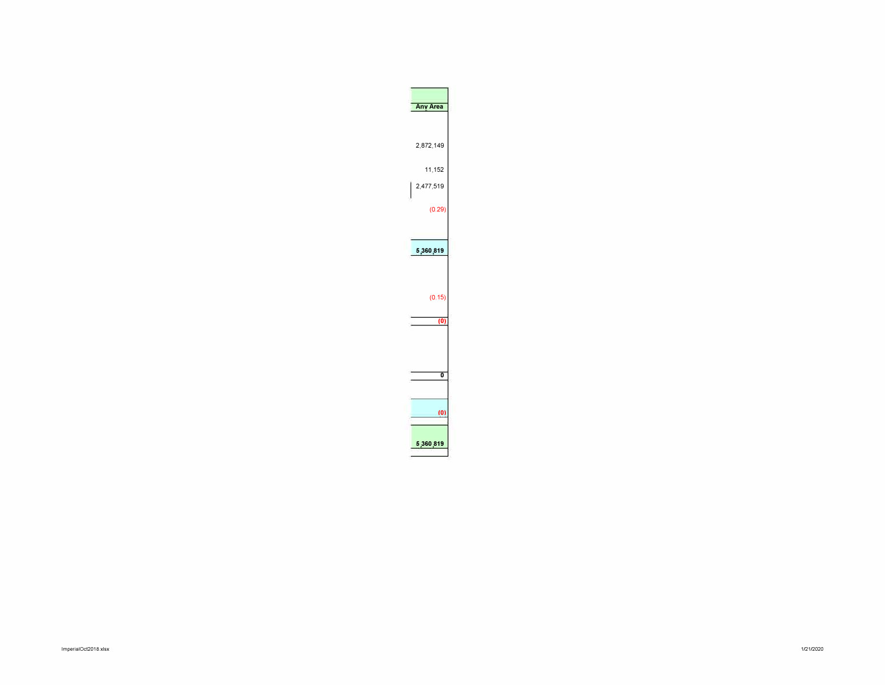| Any Area |
| --- |
| 2,872,149 |
| 11,152 |
| 2,477,519 |
| (0.29) |
| **5,360,819** |
| (0.15) |
| **(0)** |
| **0** |
| **(0)** |
| **5,360,819** |